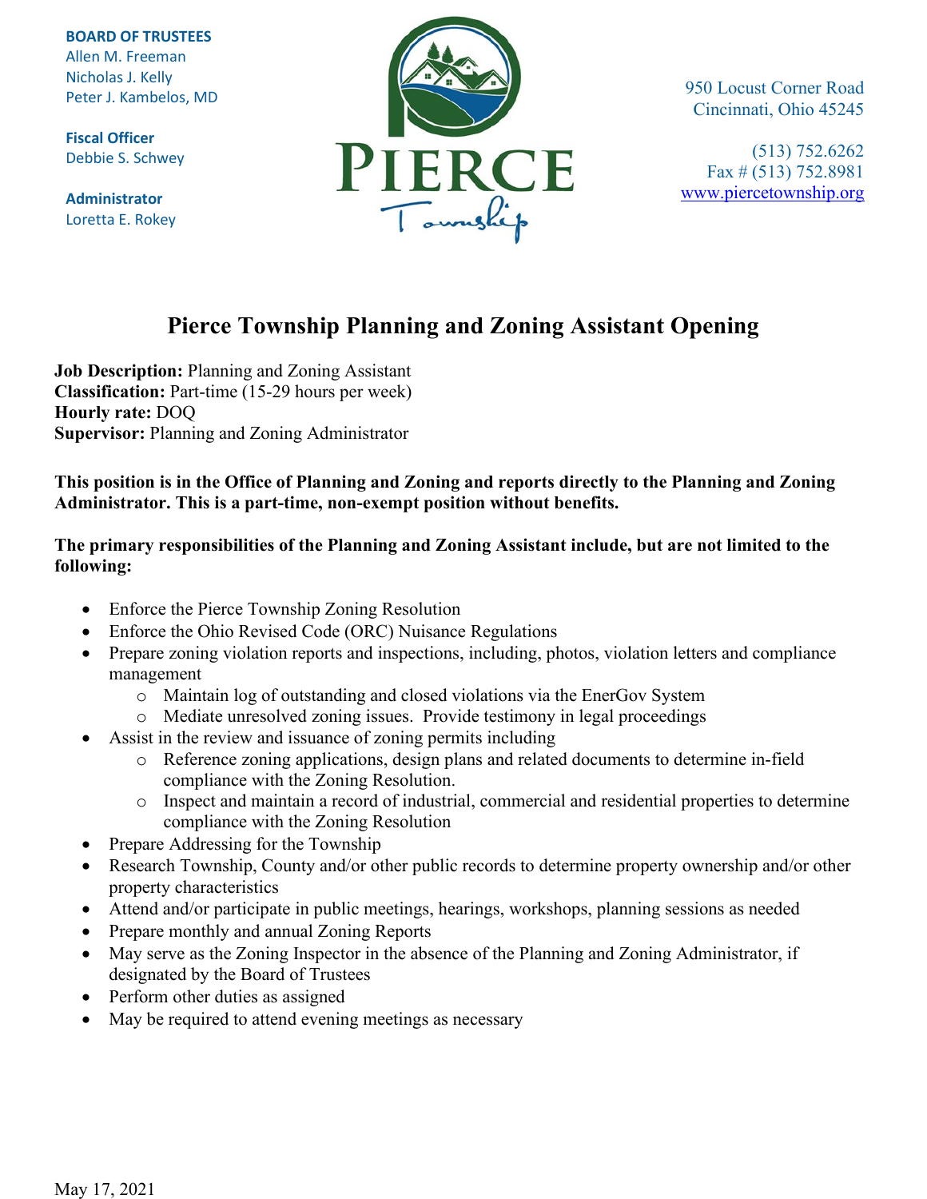**BOARD OF TRUSTEES**
Allen M. Freeman
Nicholas J. Kelly
Peter J. Kambelos, MD

**Fiscal Officer**
Debbie S. Schwey

**Administrator**
Loretta E. Rokey

PIERCE Township

950 Locust Corner Road
Cincinnati, Ohio 45245

(513) 752.6262
Fax # (513) 752.8981
www.piercetownship.org

# Pierce Township Planning and Zoning Assistant Opening

**Job Description:** Planning and Zoning Assistant
**Classification:** Part-time (15-29 hours per week)
**Hourly rate:** DOQ
**Supervisor:** Planning and Zoning Administrator

**This position is in the Office of Planning and Zoning and reports directly to the Planning and Zoning Administrator. This is a part-time, non-exempt position without benefits.**

**The primary responsibilities of the Planning and Zoning Assistant include, but are not limited to the following:**

- Enforce the Pierce Township Zoning Resolution
- Enforce the Ohio Revised Code (ORC) Nuisance Regulations
- Prepare zoning violation reports and inspections, including, photos, violation letters and compliance management
    - Maintain log of outstanding and closed violations via the EnerGov System
    - Mediate unresolved zoning issues. Provide testimony in legal proceedings
- Assist in the review and issuance of zoning permits including
    - Reference zoning applications, design plans and related documents to determine in-field compliance with the Zoning Resolution.
    - Inspect and maintain a record of industrial, commercial and residential properties to determine compliance with the Zoning Resolution
- Prepare Addressing for the Township
- Research Township, County and/or other public records to determine property ownership and/or other property characteristics
- Attend and/or participate in public meetings, hearings, workshops, planning sessions as needed
- Prepare monthly and annual Zoning Reports
- May serve as the Zoning Inspector in the absence of the Planning and Zoning Administrator, if designated by the Board of Trustees
- Perform other duties as assigned
- May be required to attend evening meetings as necessary

May 17, 2021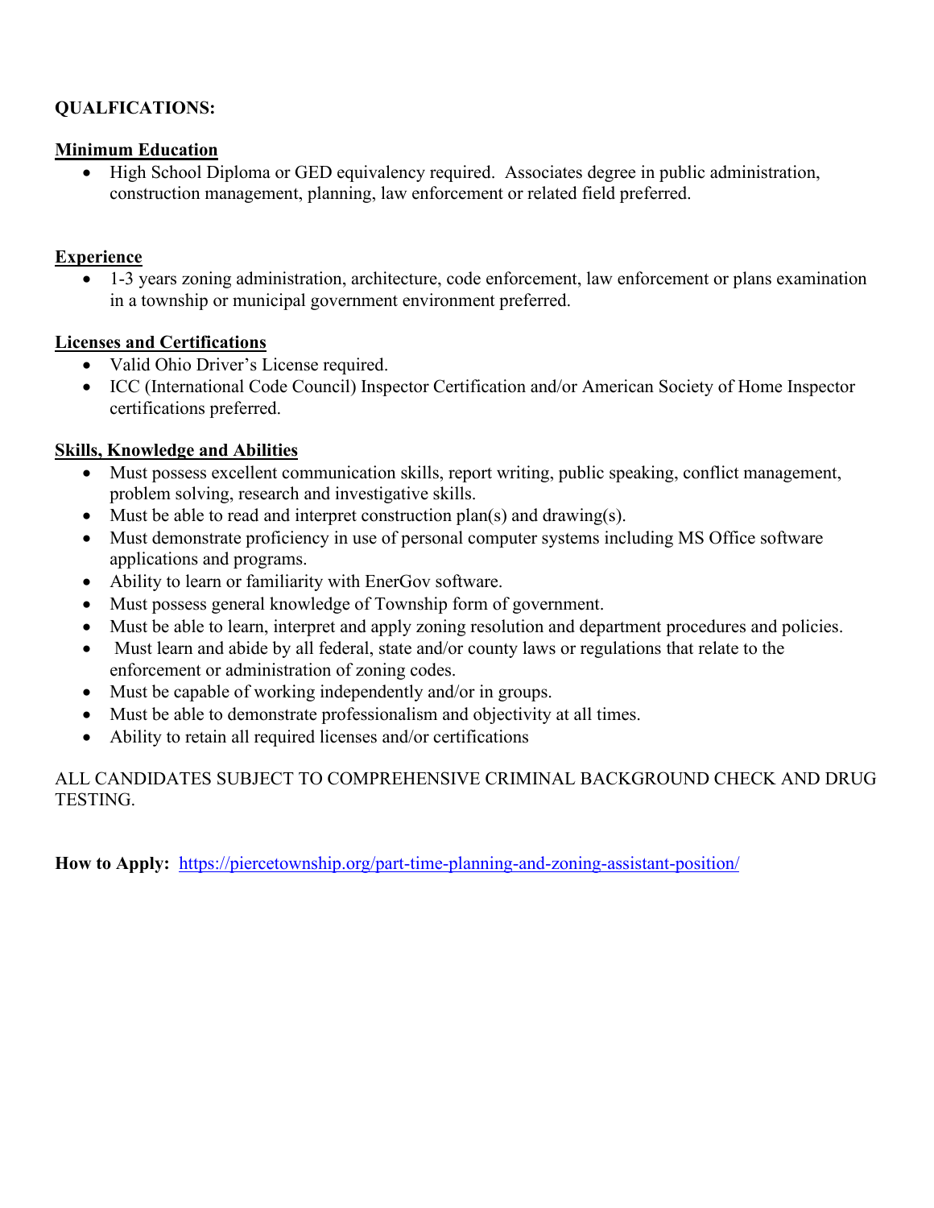**QUALFICATIONS:**

**Minimum Education**

- High School Diploma or GED equivalency required. Associates degree in public administration, construction management, planning, law enforcement or related field preferred.

**Experience**

- 1-3 years zoning administration, architecture, code enforcement, law enforcement or plans examination in a township or municipal government environment preferred.

**Licenses and Certifications**

- Valid Ohio Driver's License required.
- ICC (International Code Council) Inspector Certification and/or American Society of Home Inspector certifications preferred.

**Skills, Knowledge and Abilities**

- Must possess excellent communication skills, report writing, public speaking, conflict management, problem solving, research and investigative skills.
- Must be able to read and interpret construction plan(s) and drawing(s).
- Must demonstrate proficiency in use of personal computer systems including MS Office software applications and programs.
- Ability to learn or familiarity with EnerGov software.
- Must possess general knowledge of Township form of government.
- Must be able to learn, interpret and apply zoning resolution and department procedures and policies.
- Must learn and abide by all federal, state and/or county laws or regulations that relate to the enforcement or administration of zoning codes.
- Must be capable of working independently and/or in groups.
- Must be able to demonstrate professionalism and objectivity at all times.
- Ability to retain all required licenses and/or certifications

ALL CANDIDATES SUBJECT TO COMPREHENSIVE CRIMINAL BACKGROUND CHECK AND DRUG TESTING.

**How to Apply:** https://piercetownship.org/part-time-planning-and-zoning-assistant-position/